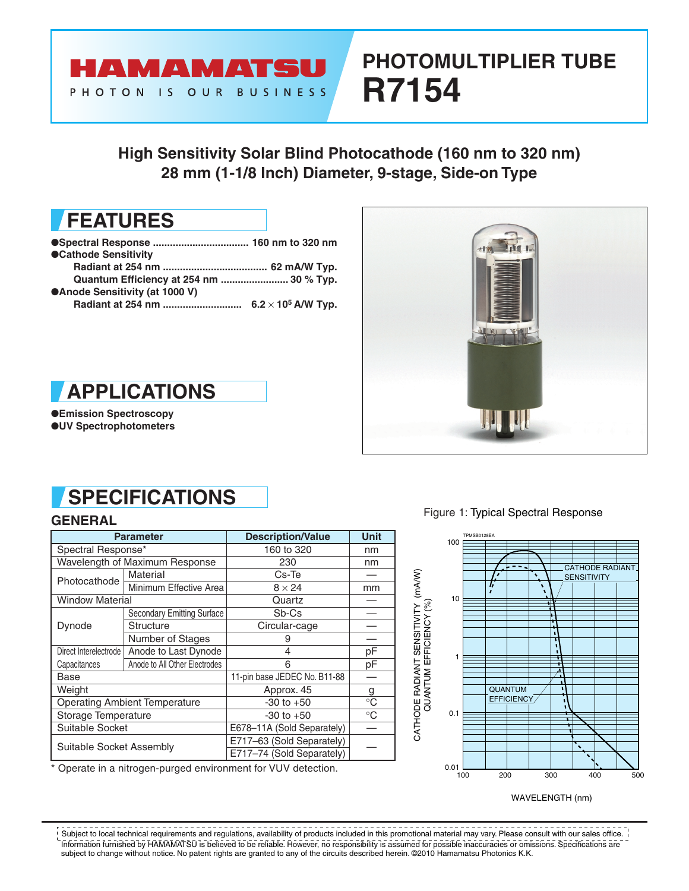# PHOTOMULTIPLIER TUBE R7154

HAMAMATSU — PHOTON IS OUR BUSINESS

## High Sensitivity Solar Blind Photocathode (160 nm to 320 nm)
## 28 mm (1-1/8 Inch) Diameter, 9-stage, Side-on Type

## FEATURES

- **Spectral Response .................................. 160 nm to 320 nm**
- **Cathode Sensitivity**
  - **Radiant at 254 nm .................................... 62 mA/W Typ.**
  - **Quantum Efficiency at 254 nm ........................ 30 % Typ.**
- **Anode Sensitivity (at 1000 V)**
  - **Radiant at 254 nm ........................... $6.2 \times 10^5$ A/W Typ.**

## APPLICATIONS

- **Emission Spectroscopy**
- **UV Spectrophotometers**

## SPECIFICATIONS

### GENERAL

| Parameter | | Description/Value | Unit |
|---|---|---|---|
| Spectral Response* | | 160 to 320 | nm |
| Wavelength of Maximum Response | | 230 | nm |
| Photocathode | Material | Cs-Te | — |
| | Minimum Effective Area | $8 \times 24$ | mm |
| Window Material | | Quartz | — |
| Dynode | Secondary Emitting Surface | Sb-Cs | — |
| | Structure | Circular-cage | — |
| | Number of Stages | 9 | — |
| Direct Interelectrode Capacitances | Anode to Last Dynode | 4 | pF |
| | Anode to All Other Electrodes | 6 | pF |
| Base | | 11-pin base JEDEC No. B11-88 | — |
| Weight | | Approx. 45 | g |
| Operating Ambient Temperature | | -30 to +50 | °C |
| Storage Temperature | | -30 to +50 | °C |
| Suitable Socket | | E678–11A (Sold Separately) | — |
| Suitable Socket Assembly | | E717–63 (Sold Separately) | — |
| | | E717–74 (Sold Separately) | |

\* Operate in a nitrogen-purged environment for VUV detection.

Figure 1: Typical Spectral Response

Subject to local technical requirements and regulations, availability of products included in this promotional material may vary. Please consult with our sales office. Information furnished by HAMAMATSU is believed to be reliable. However, no responsibility is assumed for possible inaccuracies or omissions. Specifications are subject to change without notice. No patent rights are granted to any of the circuits described herein. ©2010 Hamamatsu Photonics K.K.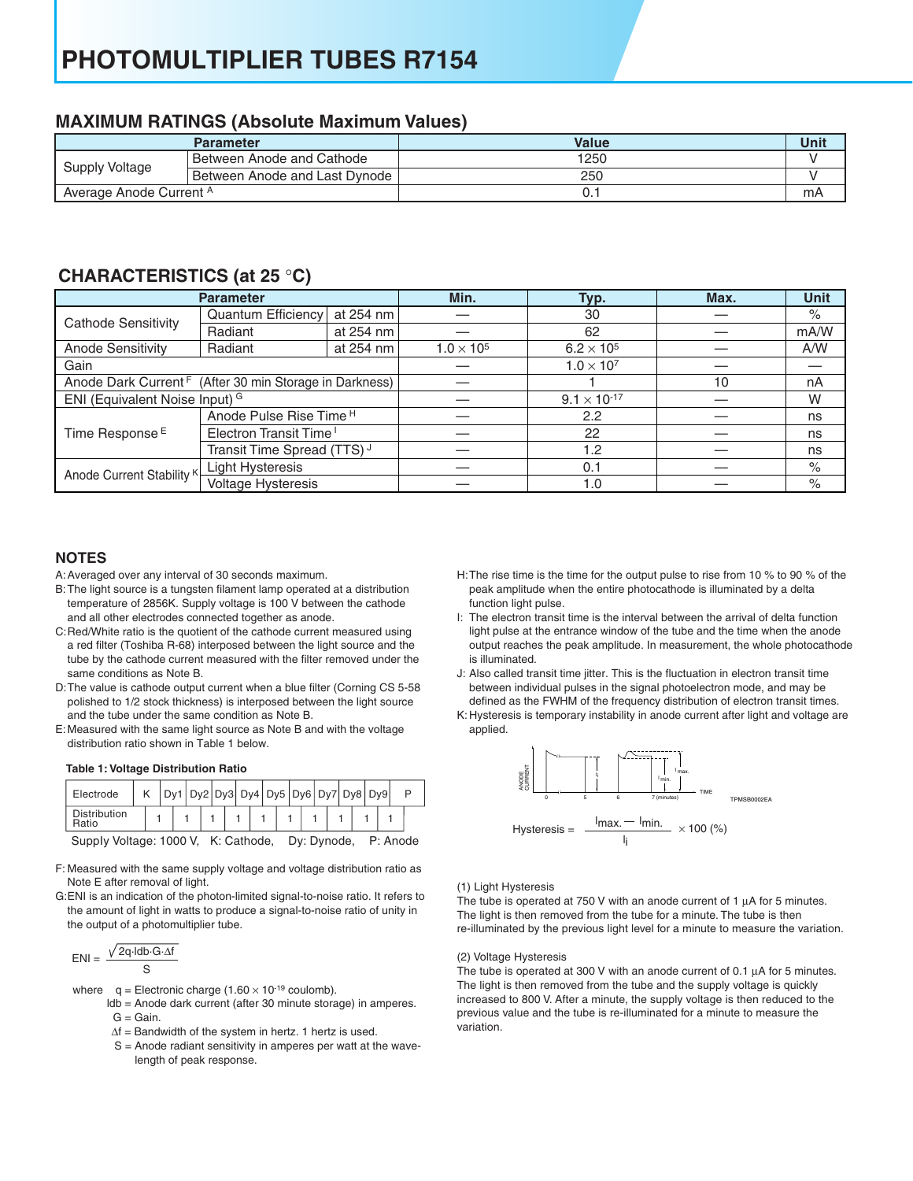# PHOTOMULTIPLIER TUBES R7154

## MAXIMUM RATINGS (Absolute Maximum Values)

| Parameter | | Value | Unit |
|---|---|---|---|
| Supply Voltage | Between Anode and Cathode | 1250 | V |
| | Between Anode and Last Dynode | 250 | V |
| Average Anode Current [A] | | 0.1 | mA |

## CHARACTERISTICS (at 25 °C)

| Parameter | | | Min. | Typ. | Max. | Unit |
|---|---|---|---|---|---|---|
| Cathode Sensitivity | Quantum Efficiency | at 254 nm | — | 30 | — | % |
| | Radiant | at 254 nm | — | 62 | — | mA/W |
| Anode Sensitivity | Radiant | at 254 nm | $1.0 \times 10^5$ | $6.2 \times 10^5$ | — | A/W |
| Gain | | | — | $1.0 \times 10^7$ | — | — |
| Anode Dark Current [F] (After 30 min Storage in Darkness) | | | — | 1 | 10 | nA |
| ENI (Equivalent Noise Input) [G] | | | — | $9.1 \times 10^{-17}$ | — | W |
| Time Response [E] | Anode Pulse Rise Time [H] | | — | 2.2 | — | ns |
| | Electron Transit Time [I] | | — | 22 | — | ns |
| | Transit Time Spread (TTS) [J] | | — | 1.2 | — | ns |
| Anode Current Stability [K] | Light Hysteresis | | — | 0.1 | — | % |
| | Voltage Hysteresis | | — | 1.0 | — | % |

## NOTES

A: Averaged over any interval of 30 seconds maximum.

B: The light source is a tungsten filament lamp operated at a distribution temperature of 2856K. Supply voltage is 100 V between the cathode and all other electrodes connected together as anode.

C: Red/White ratio is the quotient of the cathode current measured using a red filter (Toshiba R-68) interposed between the light source and the tube by the cathode current measured with the filter removed under the same conditions as Note B.

D: The value is cathode output current when a blue filter (Corning CS 5-58 polished to 1/2 stock thickness) is interposed between the light source and the tube under the same condition as Note B.

E: Measured with the same light source as Note B and with the voltage distribution ratio shown in Table 1 below.

**Table 1: Voltage Distribution Ratio**

| Electrode | K | Dy1 | Dy2 | Dy3 | Dy4 | Dy5 | Dy6 | Dy7 | Dy8 | Dy9 | P |
|---|---|---|---|---|---|---|---|---|---|---|---|
| Distribution Ratio | 1 | 1 | 1 | 1 | 1 | 1 | 1 | 1 | 1 | 1 | |

Supply Voltage: 1000 V, K: Cathode, Dy: Dynode, P: Anode

F: Measured with the same supply voltage and voltage distribution ratio as Note E after removal of light.

G: ENI is an indication of the photon-limited signal-to-noise ratio. It refers to the amount of light in watts to produce a signal-to-noise ratio of unity in the output of a photomultiplier tube.

$$ENI = \frac{\sqrt{2q \cdot Idb \cdot G \cdot \Delta f}}{S}$$

where q = Electronic charge ($1.60 \times 10^{-19}$ coulomb).
Idb = Anode dark current (after 30 minute storage) in amperes.
G = Gain.
$\Delta f$ = Bandwidth of the system in hertz. 1 hertz is used.
S = Anode radiant sensitivity in amperes per watt at the wavelength of peak response.

H: The rise time is the time for the output pulse to rise from 10 % to 90 % of the peak amplitude when the entire photocathode is illuminated by a delta function light pulse.

I: The electron transit time is the interval between the arrival of delta function light pulse at the entrance window of the tube and the time when the anode output reaches the peak amplitude. In measurement, the whole photocathode is illuminated.

J: Also called transit time jitter. This is the fluctuation in electron transit time between individual pulses in the signal photoelectron mode, and may be defined as the FWHM of the frequency distribution of electron transit times.

K: Hysteresis is temporary instability in anode current after light and voltage are applied.

$$\text{Hysteresis} = \frac{I_{max.} - I_{min.}}{I_i} \times 100 \, (\%)$$

(1) Light Hysteresis
The tube is operated at 750 V with an anode current of 1 µA for 5 minutes. The light is then removed from the tube for a minute. The tube is then re-illuminated by the previous light level for a minute to measure the variation.

(2) Voltage Hysteresis
The tube is operated at 300 V with an anode current of 0.1 µA for 5 minutes. The light is then removed from the tube and the supply voltage is quickly increased to 800 V. After a minute, the supply voltage is then reduced to the previous value and the tube is re-illuminated for a minute to measure the variation.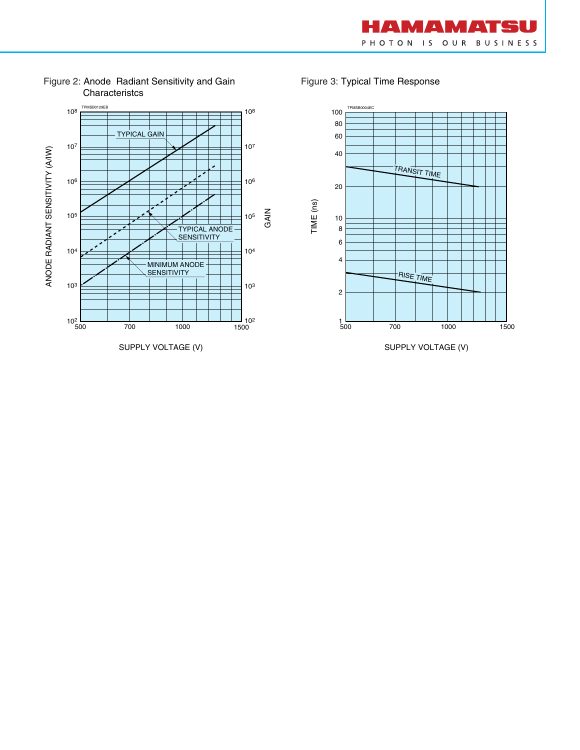Figure 2: Anode Radiant Sensitivity and Gain Characteristcs

Figure 3: Typical Time Response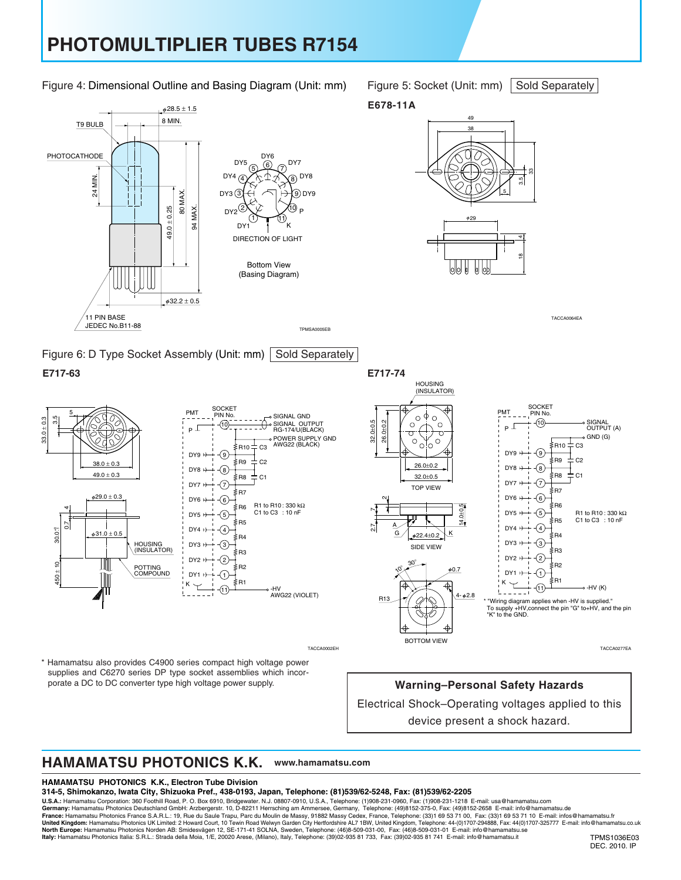# PHOTOMULTIPLIER TUBES R7154

Figure 4: Dimensional Outline and Basing Diagram (Unit: mm)

T9 BULB
PHOTOCATHODE
24 MIN.
$\phi$28.5 ± 1.5
8 MIN.
49.0 ± 0.25
80 MAX.
94 MAX.
$\phi$32.2 ± 0.5
11 PIN BASE
JEDEC No.B11-88

DY6, DY5, DY7, DY4, DY8, DY3, DY9, DY2, P, DY1, K
DIRECTION OF LIGHT

Bottom View
(Basing Diagram)

TPMSA0005EB

Figure 5: Socket (Unit: mm) Sold Separately

**E678-11A**

49
38
33
3.5
5
$\phi$29
4
18

TACCA0064EA

Figure 6: D Type Socket Assembly (Unit: mm) Sold Separately

**E717-63**

5
3.5
33.0 ± 0.3
38.0 ± 0.3
49.0 ± 0.3
$\phi$29.0 ± 0.3
4
0.7
30.0
$\phi$31.0 ± 0.5
HOUSING (INSULATOR)
POTTING COMPOUND
450 ± 10

PMT
SOCKET PIN No.
SIGNAL GND
SIGNAL OUTPUT RG-174/U(BLACK)
POWER SUPPLY GND AWG22 (BLACK)
R1 to R10 : 330 kΩ
C1 to C3 : 10 nF
-HV AWG22 (VIOLET)

TACCA0002EH

**E717-74**

HOUSING (INSULATOR)
32.0±0.5
26.0±0.2
26.0±0.2
32.0±0.5
TOP VIEW
2
7
2.7
A
G
K
14.0±0.5
$\phi$22.4±0.2
SIDE VIEW
10°
30°
$\phi$0.7
R13
4- $\phi$2.8
BOTTOM VIEW

PMT
SOCKET PIN No.
SIGNAL OUTPUT (A)
GND (G)
R1 to R10 : 330 kΩ
C1 to C3 : 10 nF
-HV (K)

* "Wiring diagram applies when -HV is supplied." To supply +HV,connect the pin "G" to+HV, and the pin "K" to the GND.

TACCA0277EA

* Hamamatsu also provides C4900 series compact high voltage power supplies and C6270 series DP type socket assemblies which incorporate a DC to DC converter type high voltage power supply.

**Warning–Personal Safety Hazards**

Electrical Shock–Operating voltages applied to this device present a shock hazard.

## HAMAMATSU PHOTONICS K.K. www.hamamatsu.com

**HAMAMATSU PHOTONICS K.K., Electron Tube Division**
**314-5, Shimokanzo, Iwata City, Shizuoka Pref., 438-0193, Japan, Telephone: (81)539/62-5248, Fax: (81)539/62-2205**

**U.S.A.:** Hamamatsu Corporation: 360 Foothill Road, P. O. Box 6910, Bridgewater. N.J. 08807-0910, U.S.A., Telephone: (1)908-231-0960, Fax: (1)908-231-1218 E-mail: usa@hamamatsu.com
**Germany:** Hamamatsu Photonics Deutschland GmbH: Arzbergerstr. 10, D-82211 Herrsching am Ammersee, Germany, Telephone: (49)8152-375-0, Fax: (49)8152-2658 E-mail: info@hamamatsu.de
**France:** Hamamatsu Photonics France S.A.R.L.: 19, Rue du Saule Trapu, Parc du Moulin de Massy, 91882 Massy Cedex, France, Telephone: (33)1 69 53 71 00, Fax: (33)1 69 53 71 10 E-mail: infos@hamamatsu.fr
**United Kingdom:** Hamamatsu Photonics UK Limited: 2 Howard Court, 10 Tewin Road Welwyn Garden City Hertfordshire AL7 1BW, United Kingdom, Telephone: 44-(0)1707-294888, Fax: 44(0)1707-325777 E-mail: info@hamamatsu.co.uk
**North Europe:** Hamamatsu Photonics Norden AB: Smidesvägen 12, SE-171-41 SOLNA, Sweden, Telephone: (46)8-509-031-00, Fax: (46)8-509-031-01 E-mail: info@hamamatsu.se
**Italy:** Hamamatsu Photonics Italia: S.R.L.: Strada della Moia, 1/E, 20020 Arese, (Milano), Italy, Telephone: (39)02-935 81 733, Fax: (39)02-935 81 741 E-mail: info@hamamatsu.it

TPMS1036E03
DEC. 2010. IP